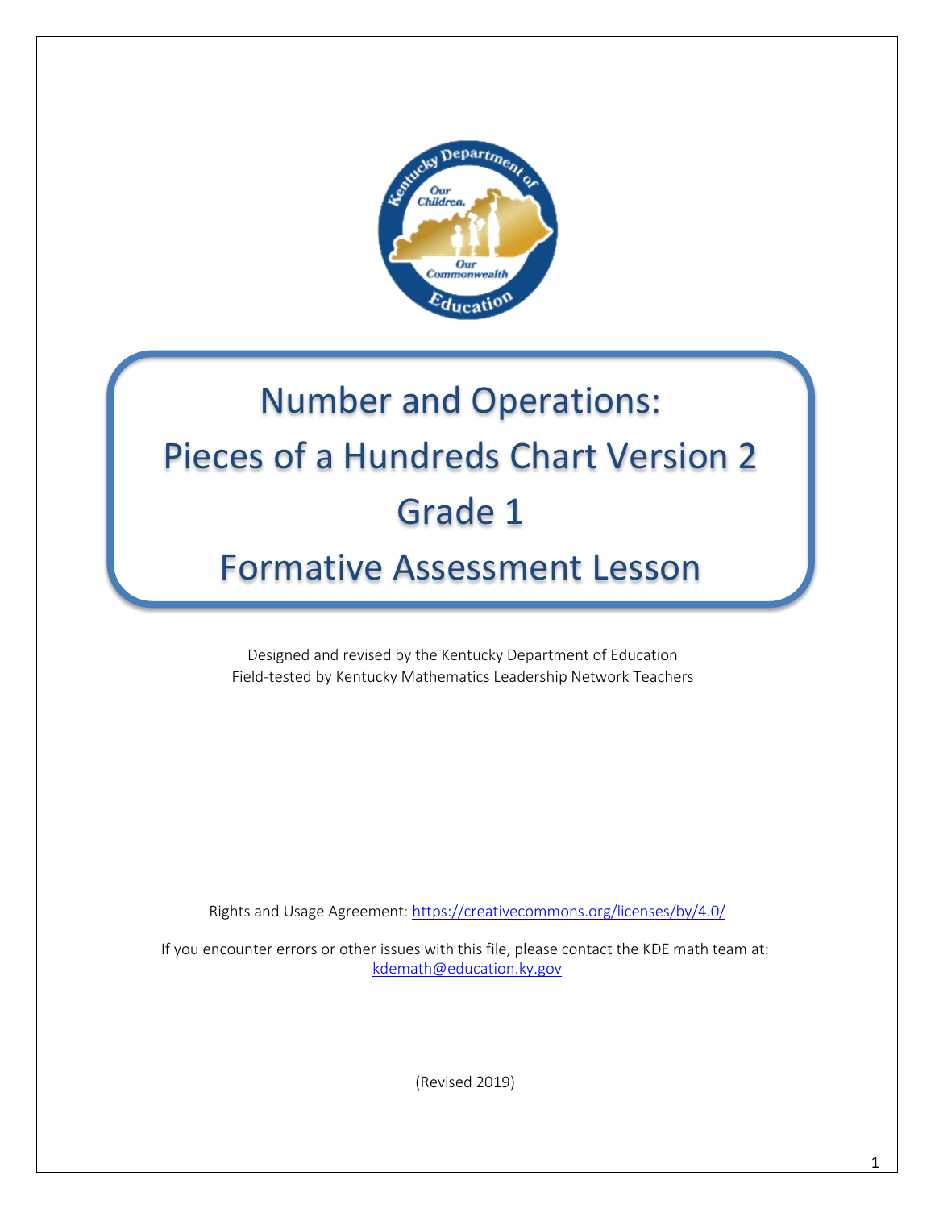# Number and Operations: Pieces of a Hundreds Chart Version 2 Grade 1 Formative Assessment Lesson

Designed and revised by the Kentucky Department of Education
Field-tested by Kentucky Mathematics Leadership Network Teachers

Rights and Usage Agreement: https://creativecommons.org/licenses/by/4.0/

If you encounter errors or other issues with this file, please contact the KDE math team at: kdemath@education.ky.gov

(Revised 2019)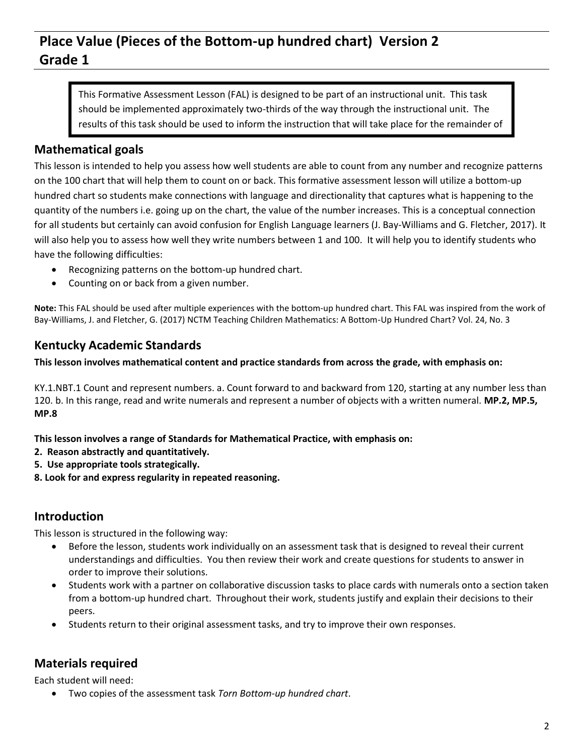# Place Value (Pieces of the Bottom-up hundred chart) Version 2
# Grade 1

> This Formative Assessment Lesson (FAL) is designed to be part of an instructional unit. This task should be implemented approximately two-thirds of the way through the instructional unit. The results of this task should be used to inform the instruction that will take place for the remainder of

## Mathematical goals

This lesson is intended to help you assess how well students are able to count from any number and recognize patterns on the 100 chart that will help them to count on or back. This formative assessment lesson will utilize a bottom-up hundred chart so students make connections with language and directionality that captures what is happening to the quantity of the numbers i.e. going up on the chart, the value of the number increases. This is a conceptual connection for all students but certainly can avoid confusion for English Language learners (J. Bay-Williams and G. Fletcher, 2017). It will also help you to assess how well they write numbers between 1 and 100. It will help you to identify students who have the following difficulties:

- Recognizing patterns on the bottom-up hundred chart.
- Counting on or back from a given number.

**Note:** This FAL should be used after multiple experiences with the bottom-up hundred chart. This FAL was inspired from the work of Bay-Williams, J. and Fletcher, G. (2017) NCTM Teaching Children Mathematics: A Bottom-Up Hundred Chart? Vol. 24, No. 3

## Kentucky Academic Standards

**This lesson involves mathematical content and practice standards from across the grade, with emphasis on:**

KY.1.NBT.1 Count and represent numbers. a. Count forward to and backward from 120, starting at any number less than 120. b. In this range, read and write numerals and represent a number of objects with a written numeral. **MP.2, MP.5, MP.8**

**This lesson involves a range of Standards for Mathematical Practice, with emphasis on:**

**2. Reason abstractly and quantitatively.**

**5. Use appropriate tools strategically.**

**8. Look for and express regularity in repeated reasoning.**

## Introduction

This lesson is structured in the following way:

- Before the lesson, students work individually on an assessment task that is designed to reveal their current understandings and difficulties. You then review their work and create questions for students to answer in order to improve their solutions.
- Students work with a partner on collaborative discussion tasks to place cards with numerals onto a section taken from a bottom-up hundred chart. Throughout their work, students justify and explain their decisions to their peers.
- Students return to their original assessment tasks, and try to improve their own responses.

## Materials required

Each student will need:

- Two copies of the assessment task *Torn Bottom-up hundred chart*.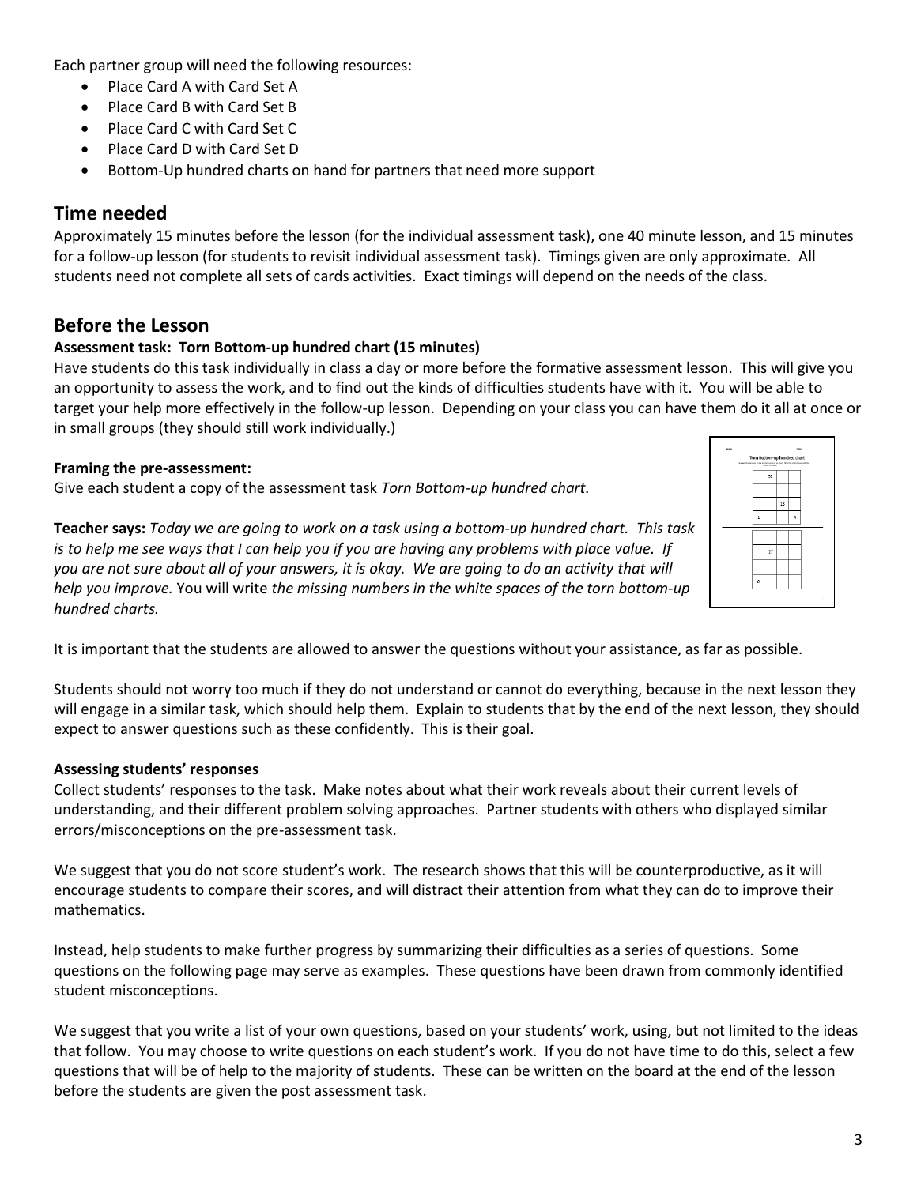Each partner group will need the following resources:

- Place Card A with Card Set A
- Place Card B with Card Set B
- Place Card C with Card Set C
- Place Card D with Card Set D
- Bottom-Up hundred charts on hand for partners that need more support

## Time needed

Approximately 15 minutes before the lesson (for the individual assessment task), one 40 minute lesson, and 15 minutes for a follow-up lesson (for students to revisit individual assessment task). Timings given are only approximate. All students need not complete all sets of cards activities. Exact timings will depend on the needs of the class.

## Before the Lesson

### Assessment task: Torn Bottom-up hundred chart (15 minutes)

Have students do this task individually in class a day or more before the formative assessment lesson. This will give you an opportunity to assess the work, and to find out the kinds of difficulties students have with it. You will be able to target your help more effectively in the follow-up lesson. Depending on your class you can have them do it all at once or in small groups (they should still work individually.)

**Framing the pre-assessment:**

Give each student a copy of the assessment task *Torn Bottom-up hundred chart.*

**Teacher says:** *Today we are going to work on a task using a bottom-up hundred chart. This task is to help me see ways that I can help you if you are having any problems with place value. If you are not sure about all of your answers, it is okay. We are going to do an activity that will help you improve.* You will write *the missing numbers in the white spaces of the torn bottom-up hundred charts.*

It is important that the students are allowed to answer the questions without your assistance, as far as possible.

Students should not worry too much if they do not understand or cannot do everything, because in the next lesson they will engage in a similar task, which should help them. Explain to students that by the end of the next lesson, they should expect to answer questions such as these confidently. This is their goal.

**Assessing students' responses**

Collect students' responses to the task. Make notes about what their work reveals about their current levels of understanding, and their different problem solving approaches. Partner students with others who displayed similar errors/misconceptions on the pre-assessment task.

We suggest that you do not score student's work. The research shows that this will be counterproductive, as it will encourage students to compare their scores, and will distract their attention from what they can do to improve their mathematics.

Instead, help students to make further progress by summarizing their difficulties as a series of questions. Some questions on the following page may serve as examples. These questions have been drawn from commonly identified student misconceptions.

We suggest that you write a list of your own questions, based on your students' work, using, but not limited to the ideas that follow. You may choose to write questions on each student's work. If you do not have time to do this, select a few questions that will be of help to the majority of students. These can be written on the board at the end of the lesson before the students are given the post assessment task.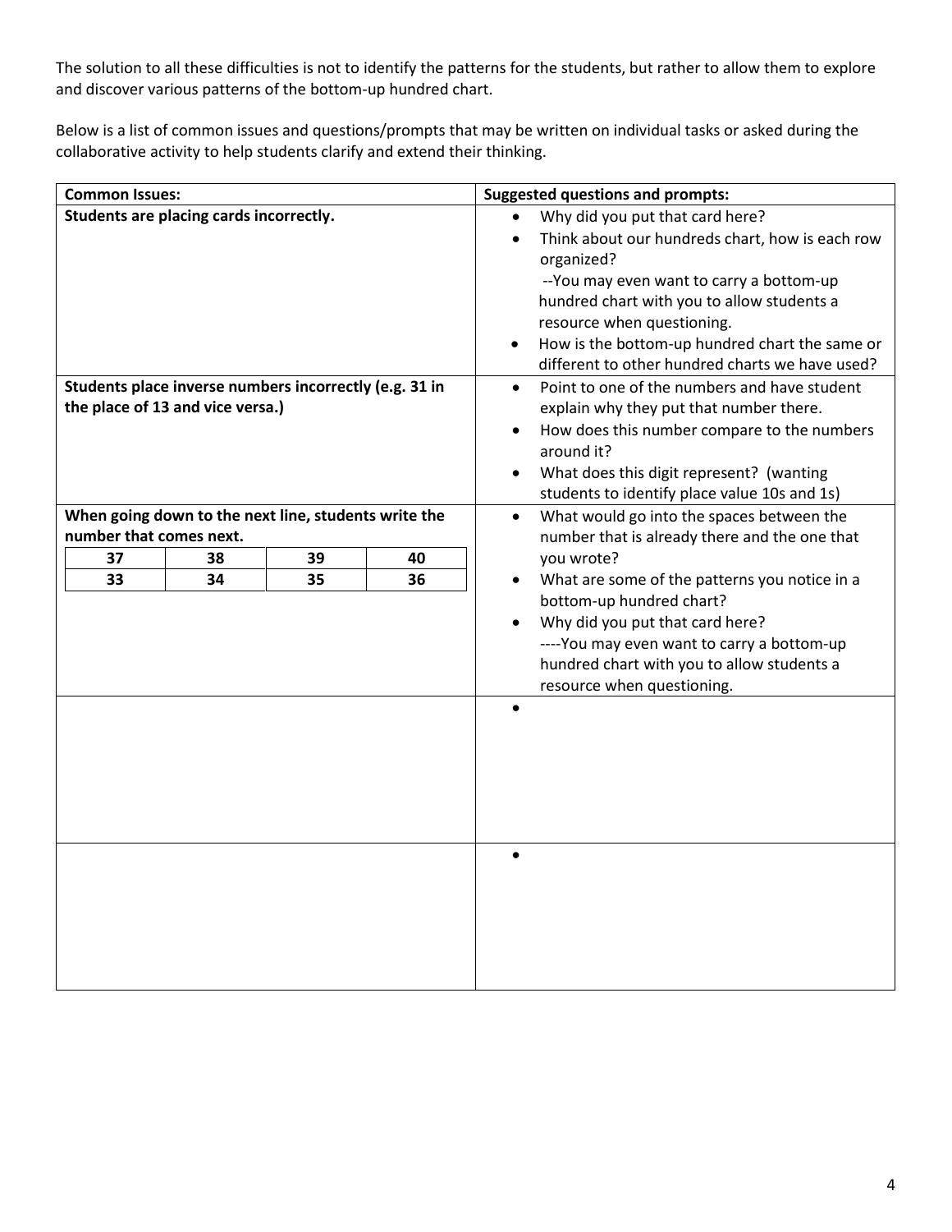The solution to all these difficulties is not to identify the patterns for the students, but rather to allow them to explore and discover various patterns of the bottom-up hundred chart.

Below is a list of common issues and questions/prompts that may be written on individual tasks or asked during the collaborative activity to help students clarify and extend their thinking.

| Common Issues: | Suggested questions and prompts: |
| --- | --- |
| **Students are placing cards incorrectly.** | • Why did you put that card here?<br>• Think about our hundreds chart, how is each row organized?<br>--You may even want to carry a bottom-up hundred chart with you to allow students a resource when questioning.<br>• How is the bottom-up hundred chart the same or different to other hundred charts we have used? |
| **Students place inverse numbers incorrectly (e.g. 31 in the place of 13 and vice versa.)** | • Point to one of the numbers and have student explain why they put that number there.<br>• How does this number compare to the numbers around it?<br>• What does this digit represent? (wanting students to identify place value 10s and 1s) |
| **When going down to the next line, students write the number that comes next.**<br>**37 \| 38 \| 39 \| 40**<br>**33 \| 34 \| 35 \| 36** | • What would go into the spaces between the number that is already there and the one that you wrote?<br>• What are some of the patterns you notice in a bottom-up hundred chart?<br>• Why did you put that card here?<br>----You may even want to carry a bottom-up hundred chart with you to allow students a resource when questioning. |
| | • |
| | • |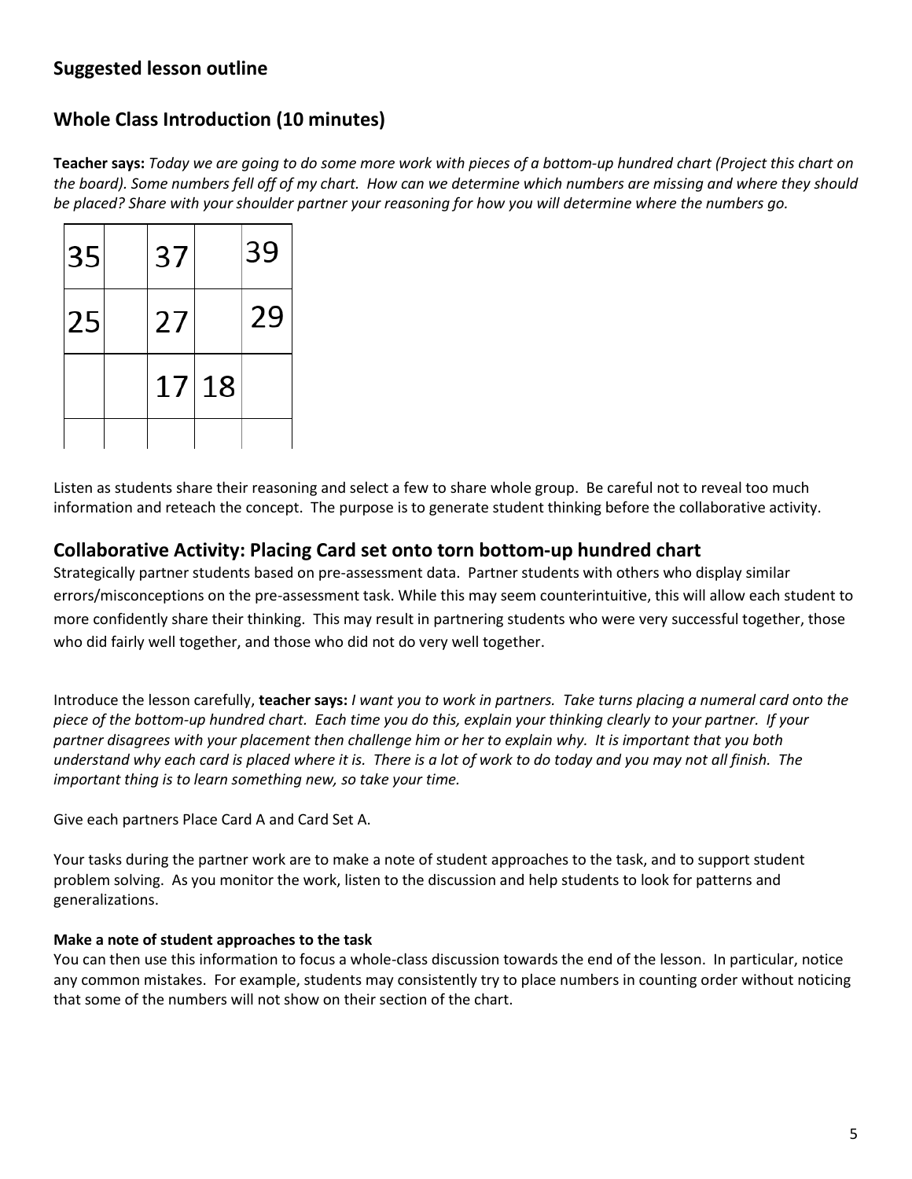## Suggested lesson outline

## Whole Class Introduction (10 minutes)

**Teacher says:** *Today we are going to do some more work with pieces of a bottom-up hundred chart (Project this chart on the board). Some numbers fell off of my chart. How can we determine which numbers are missing and where they should be placed? Share with your shoulder partner your reasoning for how you will determine where the numbers go.*

| 35 | | 37 | | 39 |
|---|---|---|---|---|
| 25 | | 27 | | 29 |
| | | 17 | 18 | |
| | | | | |

Listen as students share their reasoning and select a few to share whole group. Be careful not to reveal too much information and reteach the concept. The purpose is to generate student thinking before the collaborative activity.

## Collaborative Activity: Placing Card set onto torn bottom-up hundred chart

Strategically partner students based on pre-assessment data. Partner students with others who display similar errors/misconceptions on the pre-assessment task. While this may seem counterintuitive, this will allow each student to more confidently share their thinking. This may result in partnering students who were very successful together, those who did fairly well together, and those who did not do very well together.

Introduce the lesson carefully, **teacher says:** *I want you to work in partners. Take turns placing a numeral card onto the piece of the bottom-up hundred chart. Each time you do this, explain your thinking clearly to your partner. If your partner disagrees with your placement then challenge him or her to explain why. It is important that you both understand why each card is placed where it is. There is a lot of work to do today and you may not all finish. The important thing is to learn something new, so take your time.*

Give each partners Place Card A and Card Set A.

Your tasks during the partner work are to make a note of student approaches to the task, and to support student problem solving. As you monitor the work, listen to the discussion and help students to look for patterns and generalizations.

**Make a note of student approaches to the task**

You can then use this information to focus a whole-class discussion towards the end of the lesson. In particular, notice any common mistakes. For example, students may consistently try to place numbers in counting order without noticing that some of the numbers will not show on their section of the chart.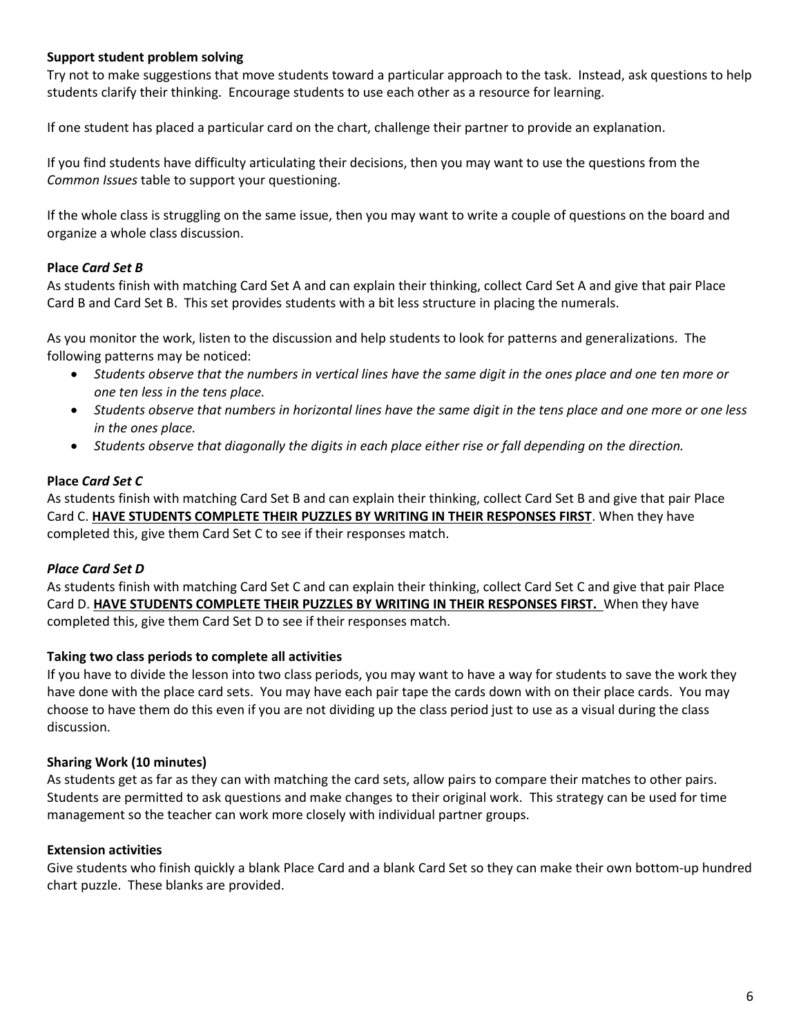**Support student problem solving**

Try not to make suggestions that move students toward a particular approach to the task. Instead, ask questions to help students clarify their thinking. Encourage students to use each other as a resource for learning.

If one student has placed a particular card on the chart, challenge their partner to provide an explanation.

If you find students have difficulty articulating their decisions, then you may want to use the questions from the *Common Issues* table to support your questioning.

If the whole class is struggling on the same issue, then you may want to write a couple of questions on the board and organize a whole class discussion.

**Place *Card Set B***

As students finish with matching Card Set A and can explain their thinking, collect Card Set A and give that pair Place Card B and Card Set B. This set provides students with a bit less structure in placing the numerals.

As you monitor the work, listen to the discussion and help students to look for patterns and generalizations. The following patterns may be noticed:

- *Students observe that the numbers in vertical lines have the same digit in the ones place and one ten more or one ten less in the tens place.*
- *Students observe that numbers in horizontal lines have the same digit in the tens place and one more or one less in the ones place.*
- *Students observe that diagonally the digits in each place either rise or fall depending on the direction.*

**Place *Card Set C***

As students finish with matching Card Set B and can explain their thinking, collect Card Set B and give that pair Place Card C. **<u>HAVE STUDENTS COMPLETE THEIR PUZZLES BY WRITING IN THEIR RESPONSES FIRST</u>**. When they have completed this, give them Card Set C to see if their responses match.

***Place Card Set D***

As students finish with matching Card Set C and can explain their thinking, collect Card Set C and give that pair Place Card D. **<u>HAVE STUDENTS COMPLETE THEIR PUZZLES BY WRITING IN THEIR RESPONSES FIRST.</u>** When they have completed this, give them Card Set D to see if their responses match.

**Taking two class periods to complete all activities**

If you have to divide the lesson into two class periods, you may want to have a way for students to save the work they have done with the place card sets. You may have each pair tape the cards down with on their place cards. You may choose to have them do this even if you are not dividing up the class period just to use as a visual during the class discussion.

**Sharing Work (10 minutes)**

As students get as far as they can with matching the card sets, allow pairs to compare their matches to other pairs. Students are permitted to ask questions and make changes to their original work. This strategy can be used for time management so the teacher can work more closely with individual partner groups.

**Extension activities**

Give students who finish quickly a blank Place Card and a blank Card Set so they can make their own bottom-up hundred chart puzzle. These blanks are provided.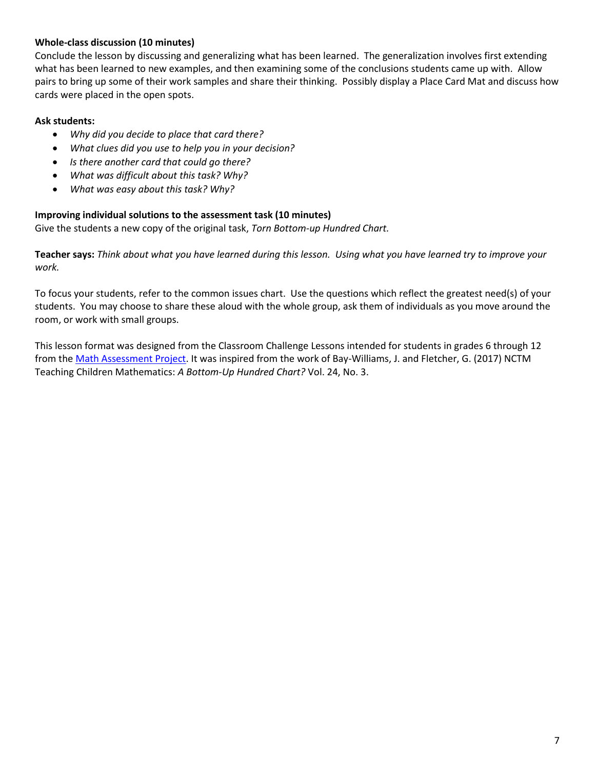**Whole-class discussion (10 minutes)**

Conclude the lesson by discussing and generalizing what has been learned. The generalization involves first extending what has been learned to new examples, and then examining some of the conclusions students came up with. Allow pairs to bring up some of their work samples and share their thinking. Possibly display a Place Card Mat and discuss how cards were placed in the open spots.

**Ask students:**

- *Why did you decide to place that card there?*
- *What clues did you use to help you in your decision?*
- *Is there another card that could go there?*
- *What was difficult about this task? Why?*
- *What was easy about this task? Why?*

**Improving individual solutions to the assessment task (10 minutes)**

Give the students a new copy of the original task, *Torn Bottom-up Hundred Chart.*

**Teacher says:** *Think about what you have learned during this lesson. Using what you have learned try to improve your work.*

To focus your students, refer to the common issues chart. Use the questions which reflect the greatest need(s) of your students. You may choose to share these aloud with the whole group, ask them of individuals as you move around the room, or work with small groups.

This lesson format was designed from the Classroom Challenge Lessons intended for students in grades 6 through 12 from the Math Assessment Project. It was inspired from the work of Bay-Williams, J. and Fletcher, G. (2017) NCTM Teaching Children Mathematics: *A Bottom-Up Hundred Chart?* Vol. 24, No. 3.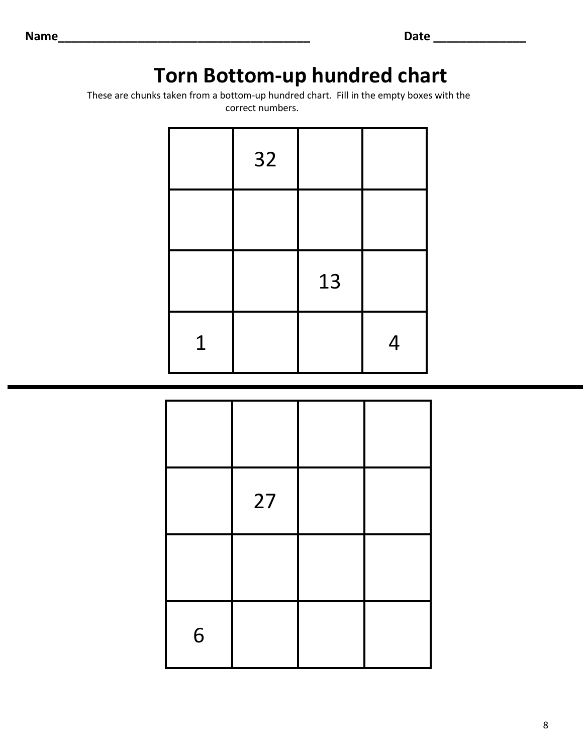Name_______________________________________ Date ______________

# Torn Bottom-up hundred chart

These are chunks taken from a bottom-up hundred chart. Fill in the empty boxes with the correct numbers.

| | | | |
|---|---|---|---|
| | 32 | | |
| | | | |
| | | 13 | |
| 1 | | | 4 |

---

| | | | |
|---|---|---|---|
| | | | |
| | 27 | | |
| | | | |
| 6 | | | |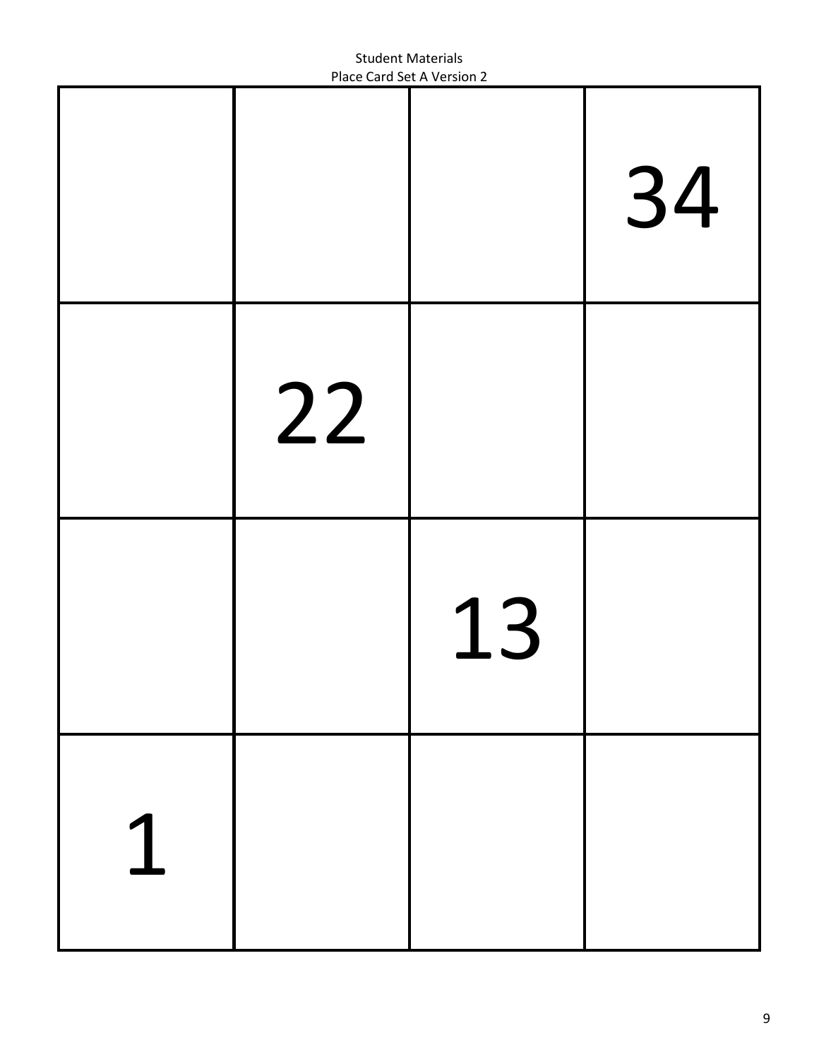Student Materials
Place Card Set A Version 2

| | | | |
|---|---|---|---|
| | | | 34 |
| | 22 | | |
| | | 13 | |
| 1 | | | |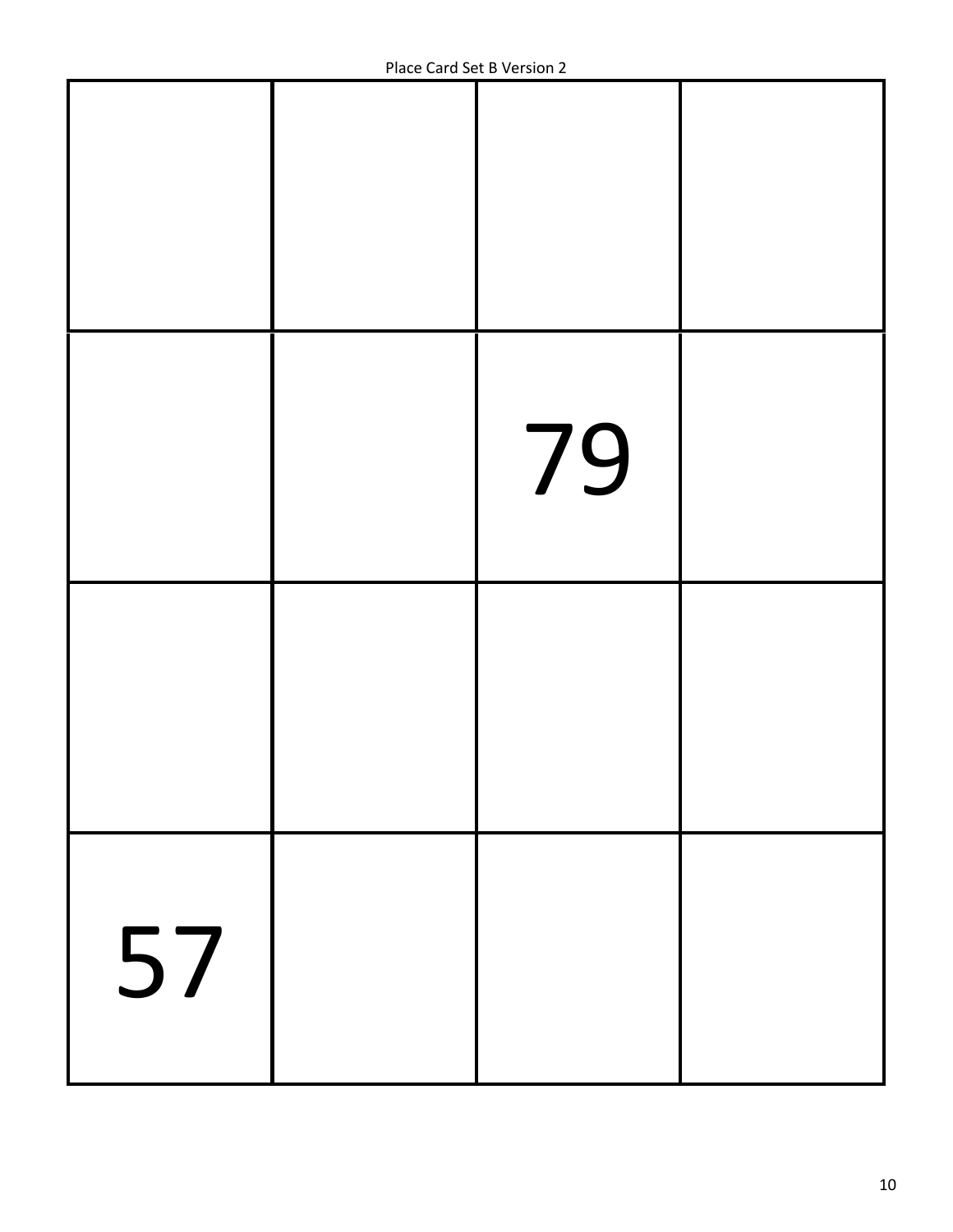Place Card Set B Version 2

| | | | |
|---|---|---|---|
| | | | |
| | | 79 | |
| | | | |
| 57 | | | |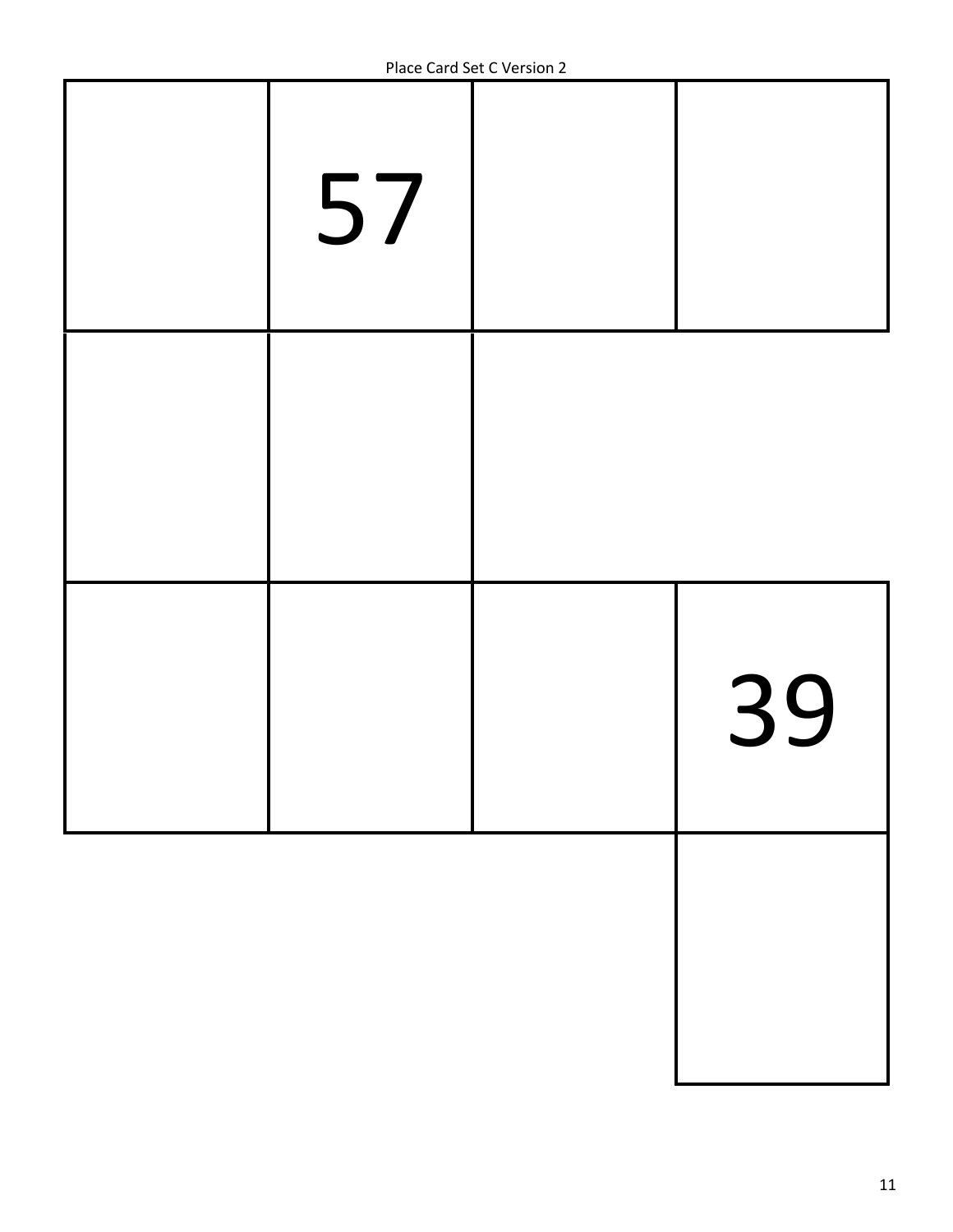Place Card Set C Version 2

|  |  |  |  |
|---|---|---|---|
|  | 57 |  |  |
|  |  |  |  |
|  |  |  | 39 |
|  |  |  |  |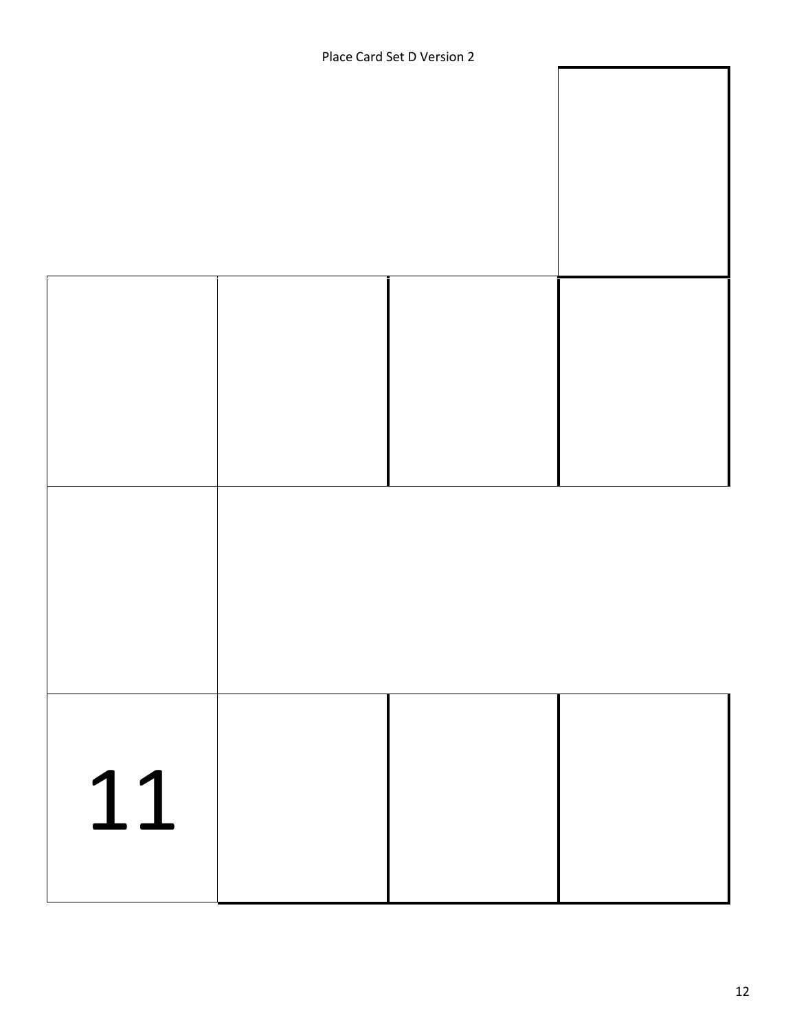Place Card Set D Version 2

| | | | |
|---|---|---|---|
| | | | |
| | | | |
| | | | |
| 11 | | | |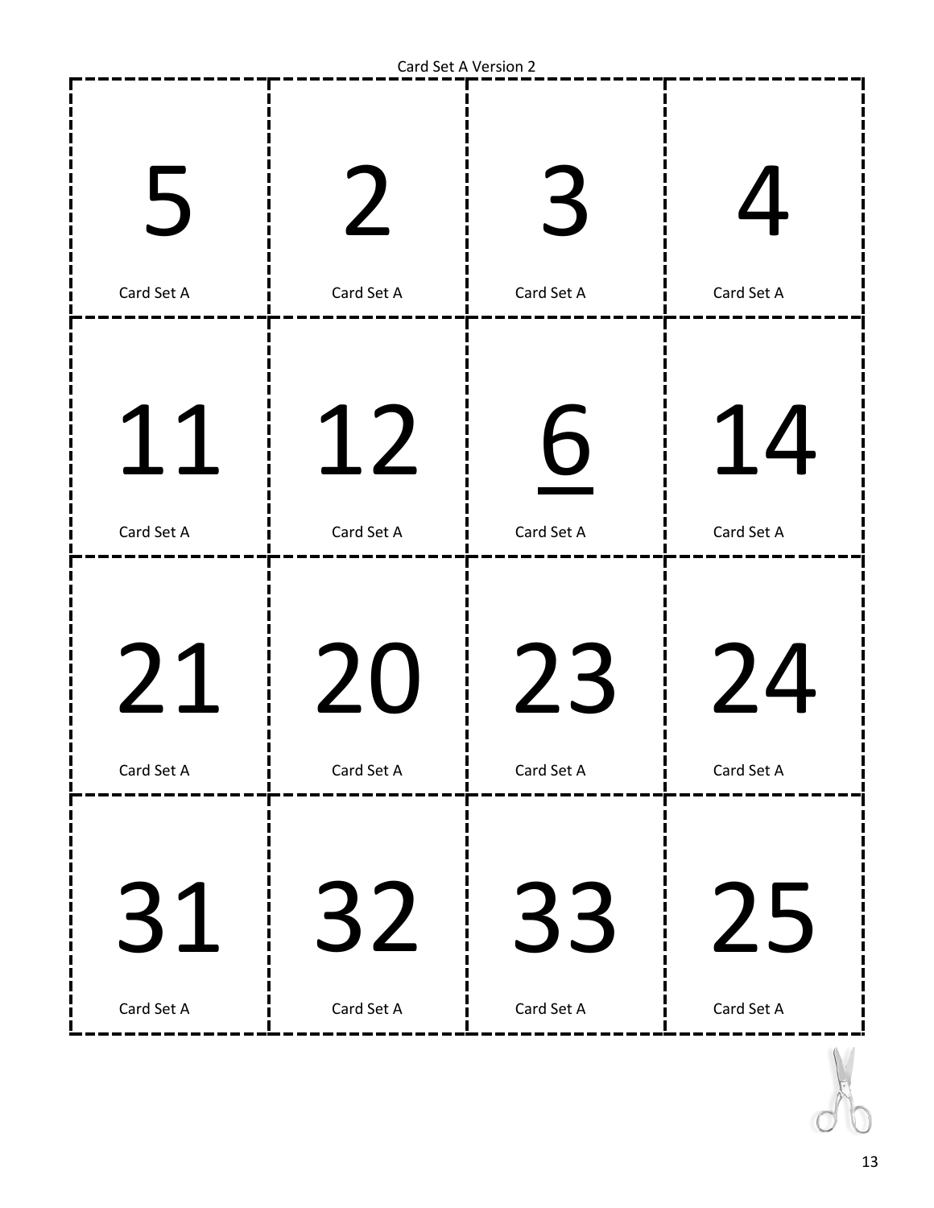Card Set A Version 2

| | | | |
|---|---|---|---|
| 5<br>Card Set A | 2<br>Card Set A | 3<br>Card Set A | 4<br>Card Set A |
| 11<br>Card Set A | 12<br>Card Set A | <u>6</u><br>Card Set A | 14<br>Card Set A |
| 21<br>Card Set A | 20<br>Card Set A | 23<br>Card Set A | 24<br>Card Set A |
| 31<br>Card Set A | 32<br>Card Set A | 33<br>Card Set A | 25<br>Card Set A |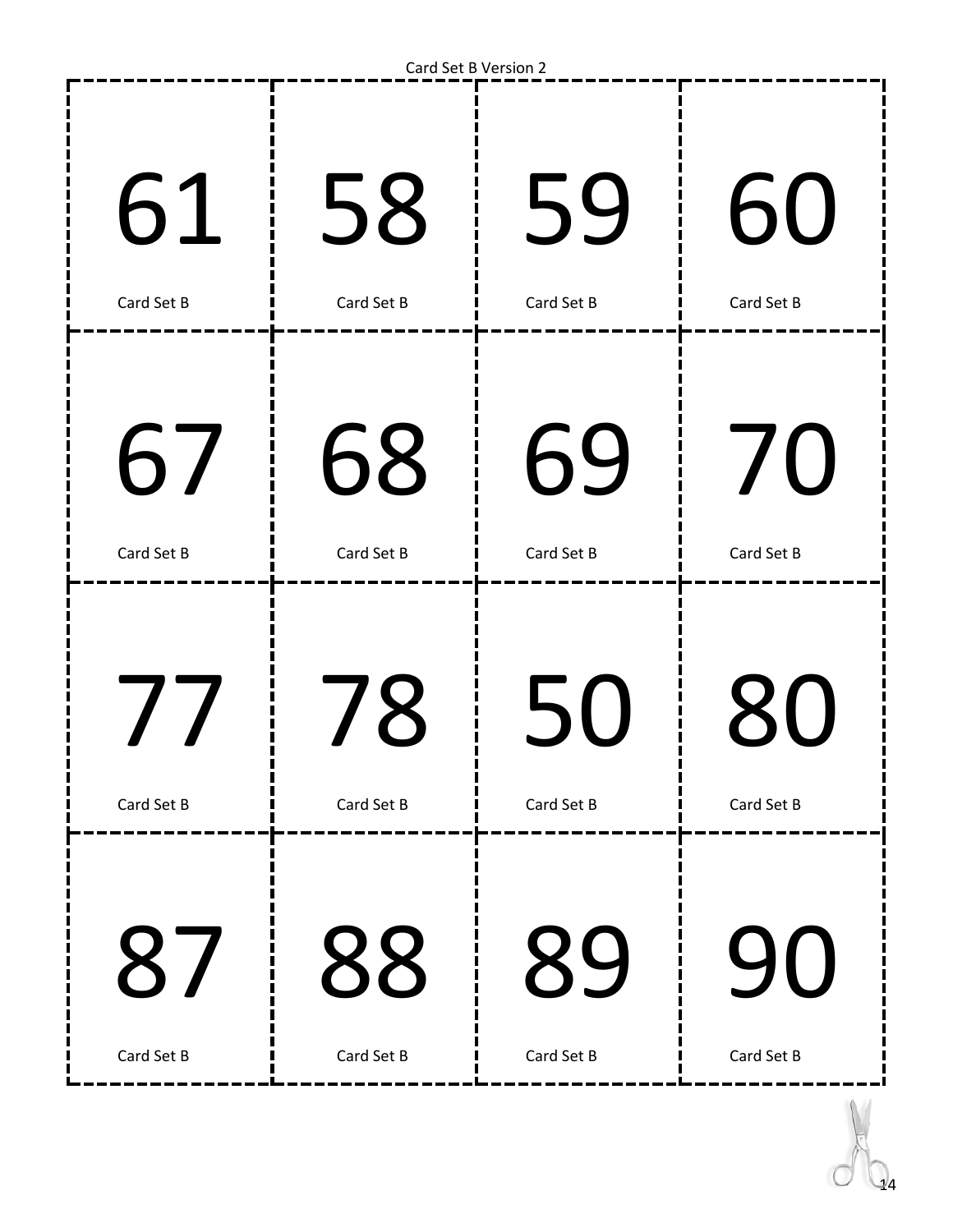Card Set B Version 2

| | | | |
|---|---|---|---|
| 61<br>Card Set B | 58<br>Card Set B | 59<br>Card Set B | 60<br>Card Set B |
| 67<br>Card Set B | 68<br>Card Set B | 69<br>Card Set B | 70<br>Card Set B |
| 77<br>Card Set B | 78<br>Card Set B | 50<br>Card Set B | 80<br>Card Set B |
| 87<br>Card Set B | 88<br>Card Set B | 89<br>Card Set B | 90<br>Card Set B |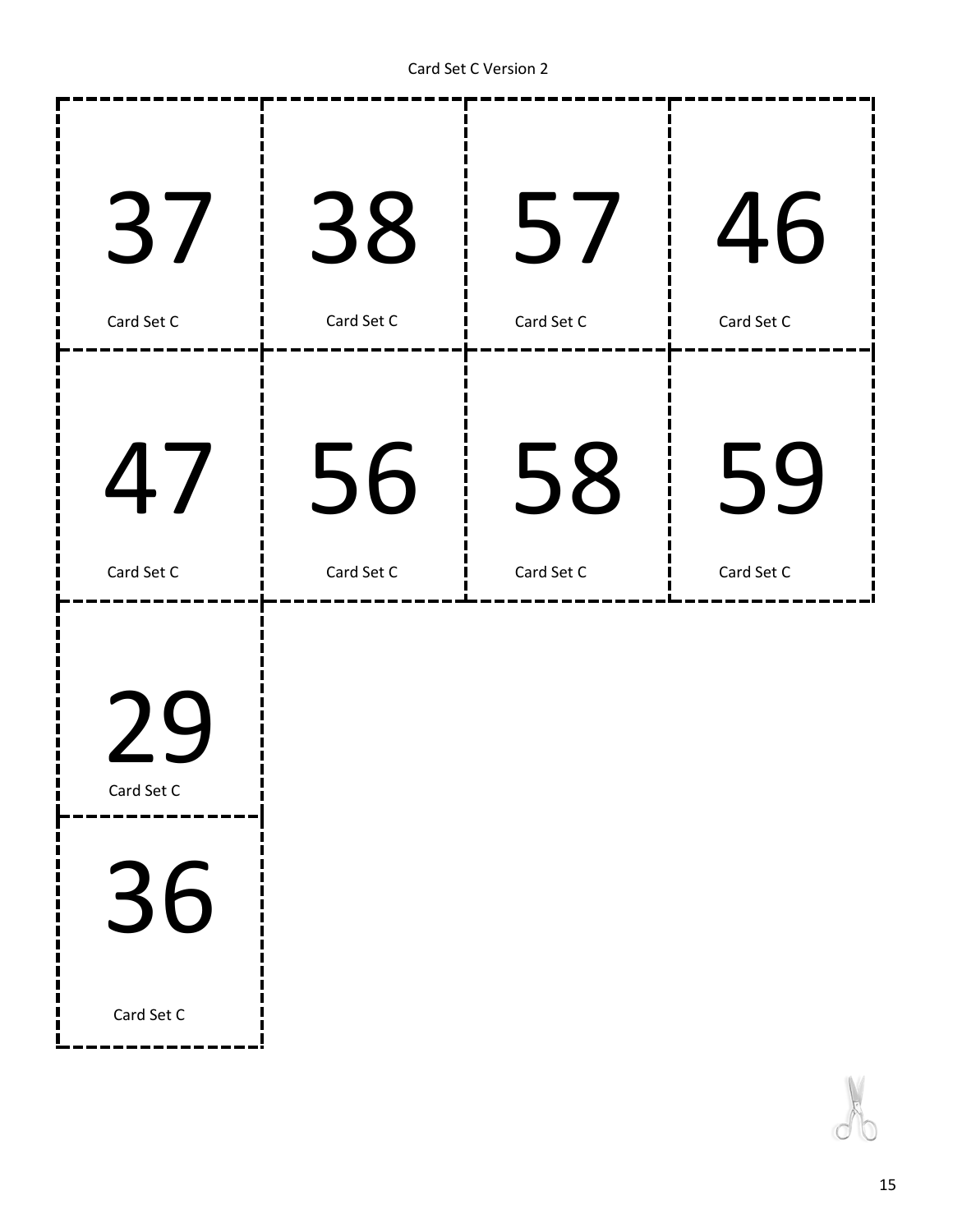Card Set C Version 2

| | | | |
|---|---|---|---|
| 37<br>Card Set C | 38<br>Card Set C | 57<br>Card Set C | 46<br>Card Set C |
| 47<br>Card Set C | 56<br>Card Set C | 58<br>Card Set C | 59<br>Card Set C |
| 29<br>Card Set C | | | |
| 36<br>Card Set C | | | |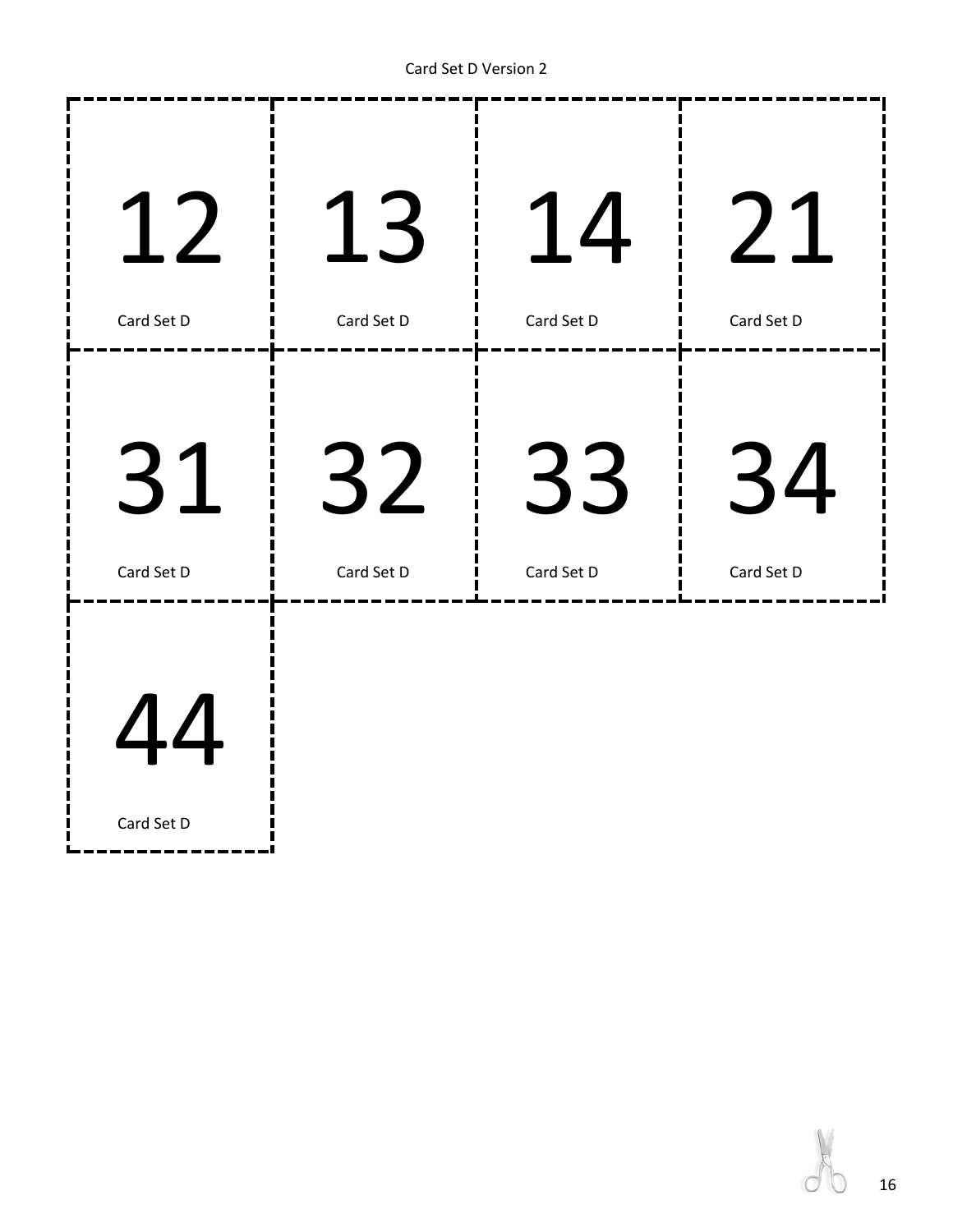Card Set D Version 2

| | | | |
|---|---|---|---|
| 12<br>Card Set D | 13<br>Card Set D | 14<br>Card Set D | 21<br>Card Set D |
| 31<br>Card Set D | 32<br>Card Set D | 33<br>Card Set D | 34<br>Card Set D |
| 44<br>Card Set D | | | |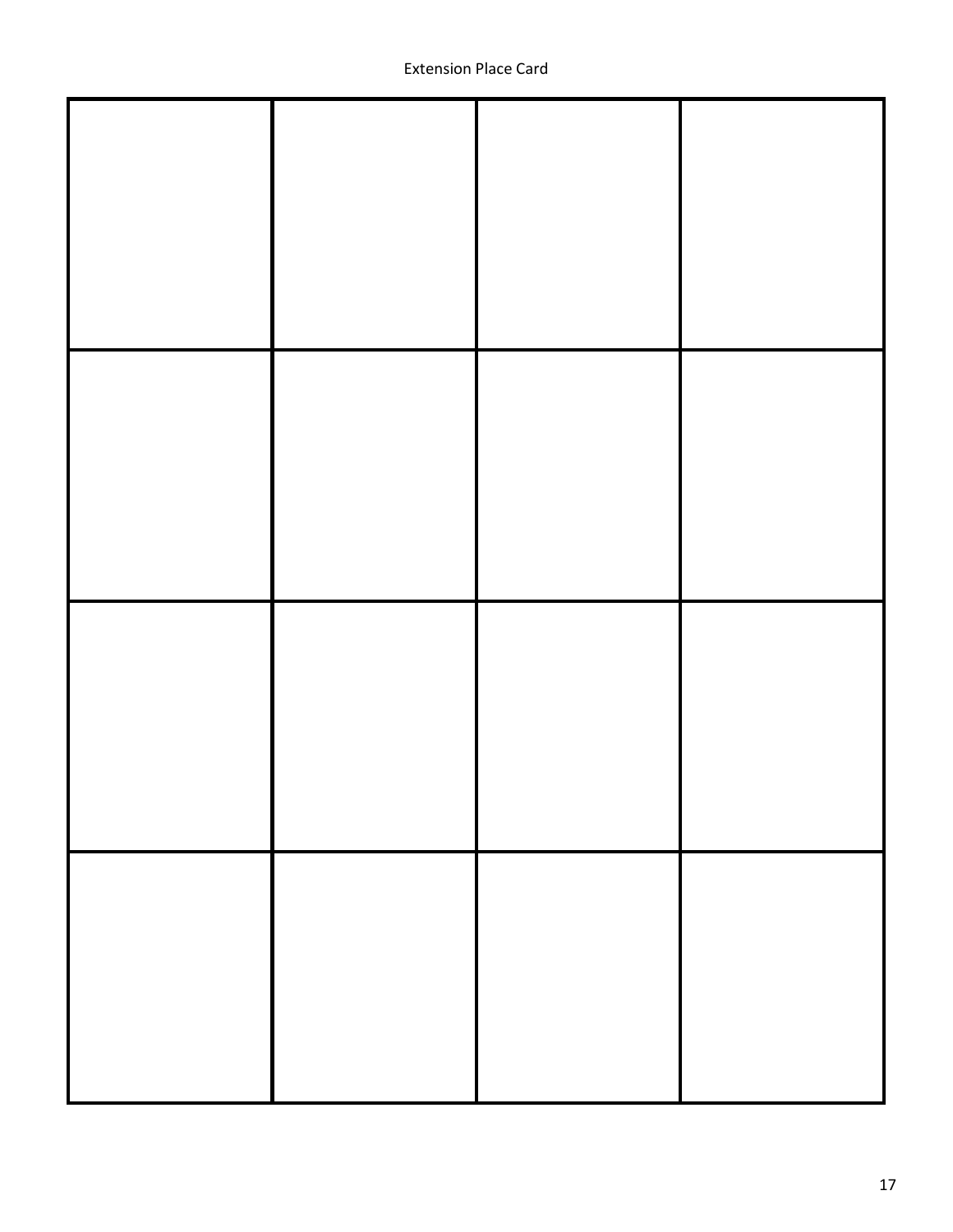Extension Place Card

| | | | |
|---|---|---|---|
| | | | |
| | | | |
| | | | |
| | | | |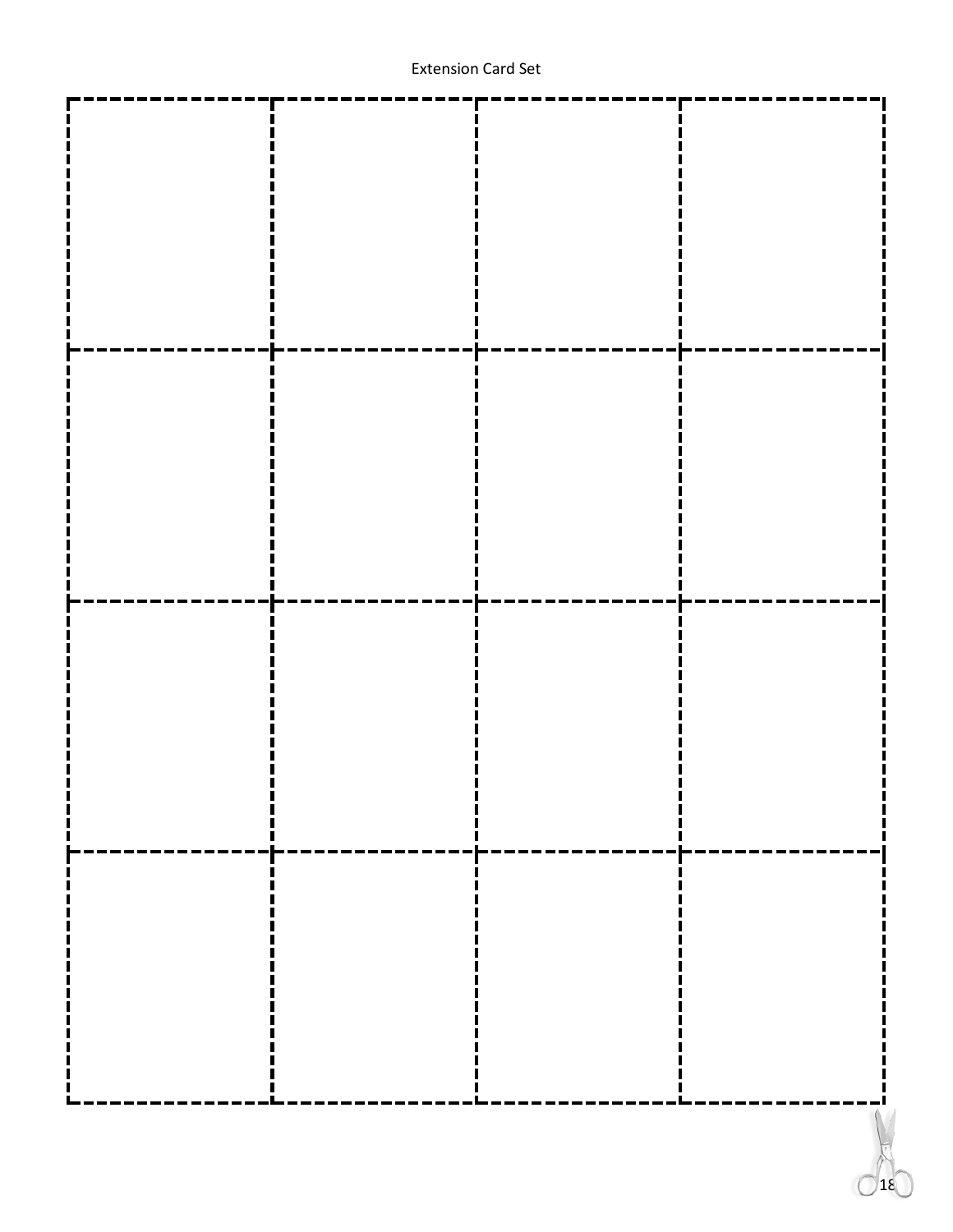Extension Card Set

|   |   |   |   |
|---|---|---|---|
|   |   |   |   |
|   |   |   |   |
|   |   |   |   |
|   |   |   |   |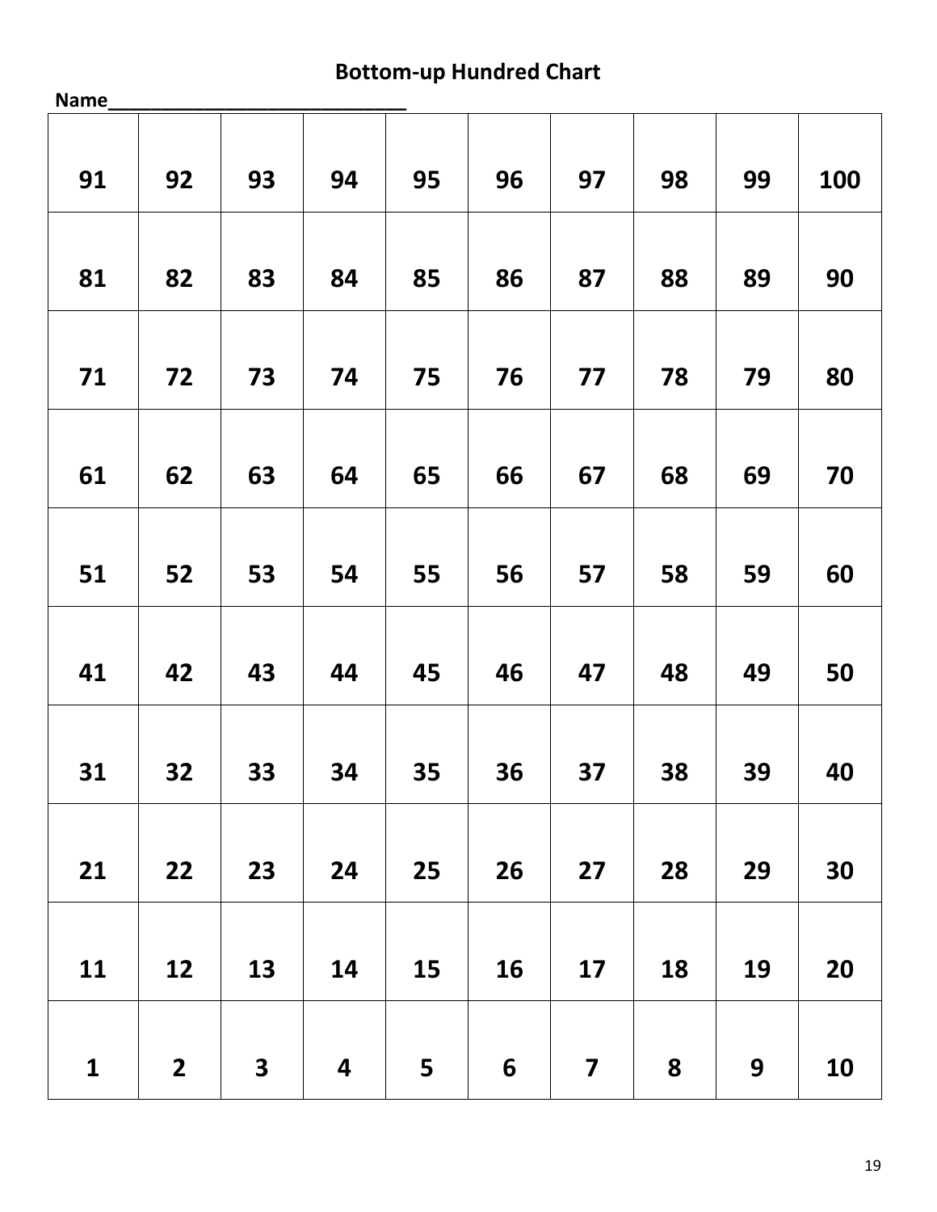# Bottom-up Hundred Chart

Name_____________________________

| 91 | 92 | 93 | 94 | 95 | 96 | 97 | 98 | 99 | 100 |
|---|---|---|---|---|---|---|---|---|---|
| 81 | 82 | 83 | 84 | 85 | 86 | 87 | 88 | 89 | 90 |
| 71 | 72 | 73 | 74 | 75 | 76 | 77 | 78 | 79 | 80 |
| 61 | 62 | 63 | 64 | 65 | 66 | 67 | 68 | 69 | 70 |
| 51 | 52 | 53 | 54 | 55 | 56 | 57 | 58 | 59 | 60 |
| 41 | 42 | 43 | 44 | 45 | 46 | 47 | 48 | 49 | 50 |
| 31 | 32 | 33 | 34 | 35 | 36 | 37 | 38 | 39 | 40 |
| 21 | 22 | 23 | 24 | 25 | 26 | 27 | 28 | 29 | 30 |
| 11 | 12 | 13 | 14 | 15 | 16 | 17 | 18 | 19 | 20 |
| 1 | 2 | 3 | 4 | 5 | 6 | 7 | 8 | 9 | 10 |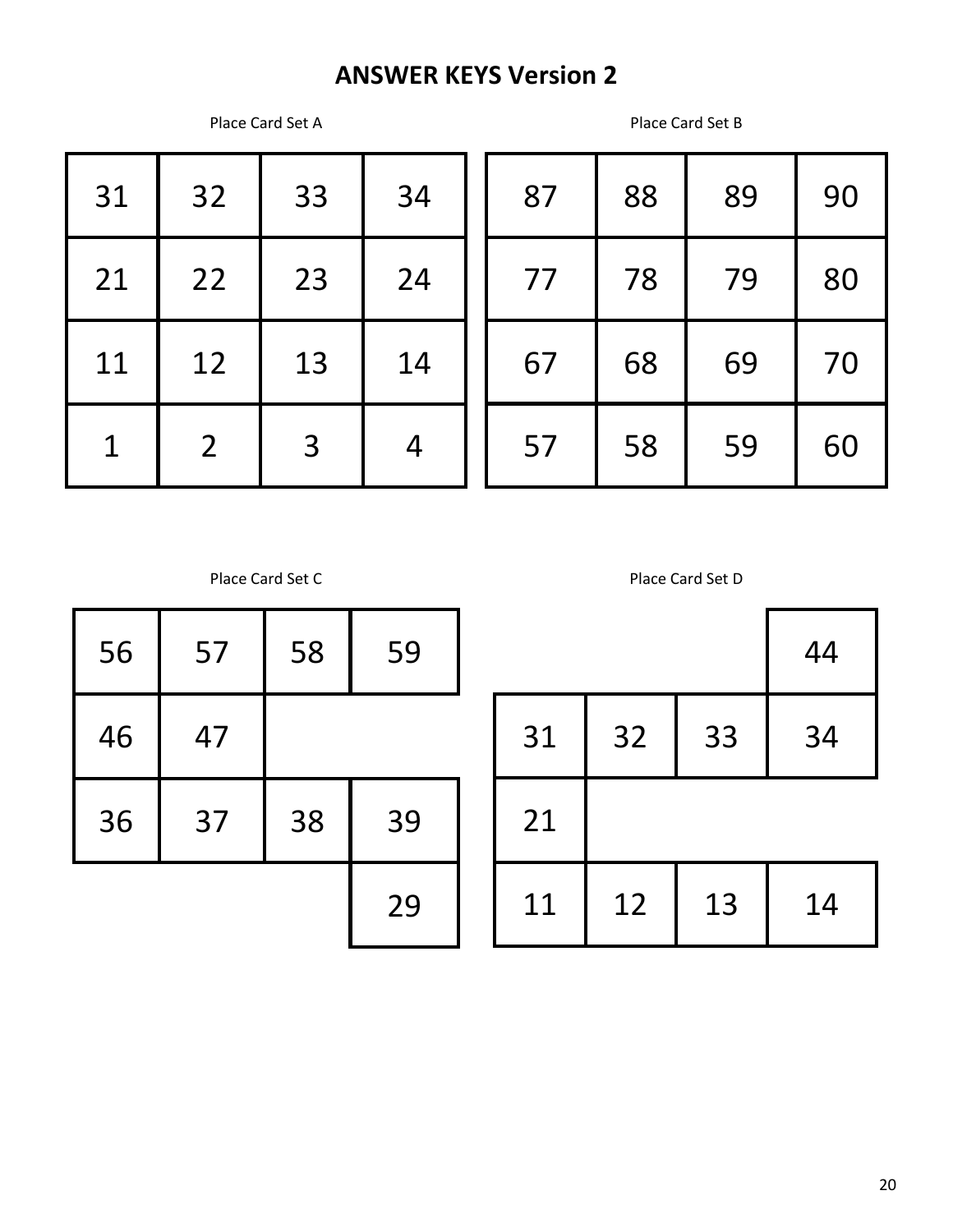# ANSWER KEYS Version 2

Place Card Set A

| | | | |
|---|---|---|---|
| 31 | 32 | 33 | 34 |
| 21 | 22 | 23 | 24 |
| 11 | 12 | 13 | 14 |
| 1 | 2 | 3 | 4 |

Place Card Set B

| | | | |
|---|---|---|---|
| 87 | 88 | 89 | 90 |
| 77 | 78 | 79 | 80 |
| 67 | 68 | 69 | 70 |
| 57 | 58 | 59 | 60 |

Place Card Set C

| | | | |
|---|---|---|---|
| 56 | 57 | 58 | 59 |
| 46 | 47 | | |
| 36 | 37 | 38 | 39 |
| | | | 29 |

Place Card Set D

| | | | |
|---|---|---|---|
| | | | 44 |
| 31 | 32 | 33 | 34 |
| 21 | | | |
| 11 | 12 | 13 | 14 |